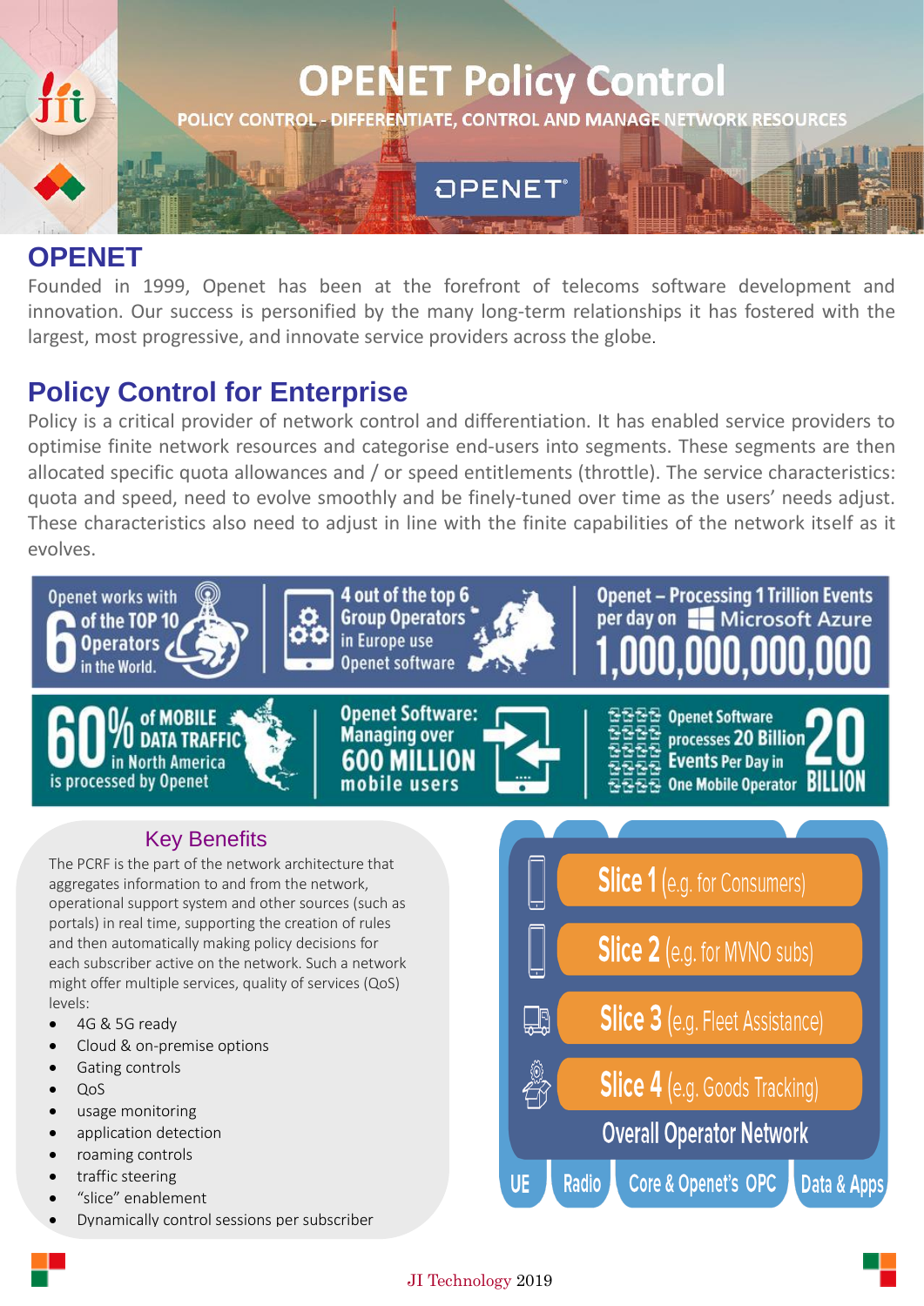# OPENET Policy Control

POLICY CONTROL - DIFFERENTIATE, CONTROL AND MANAGE NETWORK RESOURCES

## OPENET

Founded in 1999, Openet has been at the forefront of telecoms software development and innovation. Our success is personified by the many long-term relationships it has fostered with the largest, most progressive, and innovate service providers across the globe.

## Policy Control for Enterprise

Policy is a critical provider of network control and differentiation. It has enabled service providers to optimise finite network resources and categorise end-users into segments. These segments are then allocated specific quota allowances and / or speed entitlements (throttle). The service characteristics: quota and speed, need to evolve smoothly and be finely-tuned over time as the users' needs adjust. These characteristics also need to adjust in line with the finite capabilities of the network itself as it evolves.

Openet works with 6 of the TOP 10 Operators in the World.

4 out of the top 6 Group Operators in Europe use Openet software

Openet – Processing 1 Trillion Events per day on Microsoft Azure 1,000,000,000,000

60% of MOBILE DATA TRAFFIC in North America is processed by Openet

Openet Software: Managing over 600 MILLION mobile users

Openet Software processes 20 Billion Events Per Day in One Mobile Operator 20 BILLION

### Key Benefits

The PCRF is the part of the network architecture that aggregates information to and from the network, operational support system and other sources (such as portals) in real time, supporting the creation of rules and then automatically making policy decisions for each subscriber active on the network. Such a network might offer multiple services, quality of services (QoS) levels:

- 4G & 5G ready
- Cloud & on-premise options
- Gating controls
- QoS
- usage monitoring
- application detection
- roaming controls
- traffic steering
- "slice" enablement
- Dynamically control sessions per subscriber

Slice 1 (e.g. for Consumers)

Slice 2 (e.g. for MVNO subs)

Slice 3 (e.g. Fleet Assistance)

Slice 4 (e.g. Goods Tracking)

Overall Operator Network

UE | Radio | Core & Openet's OPC | Data & Apps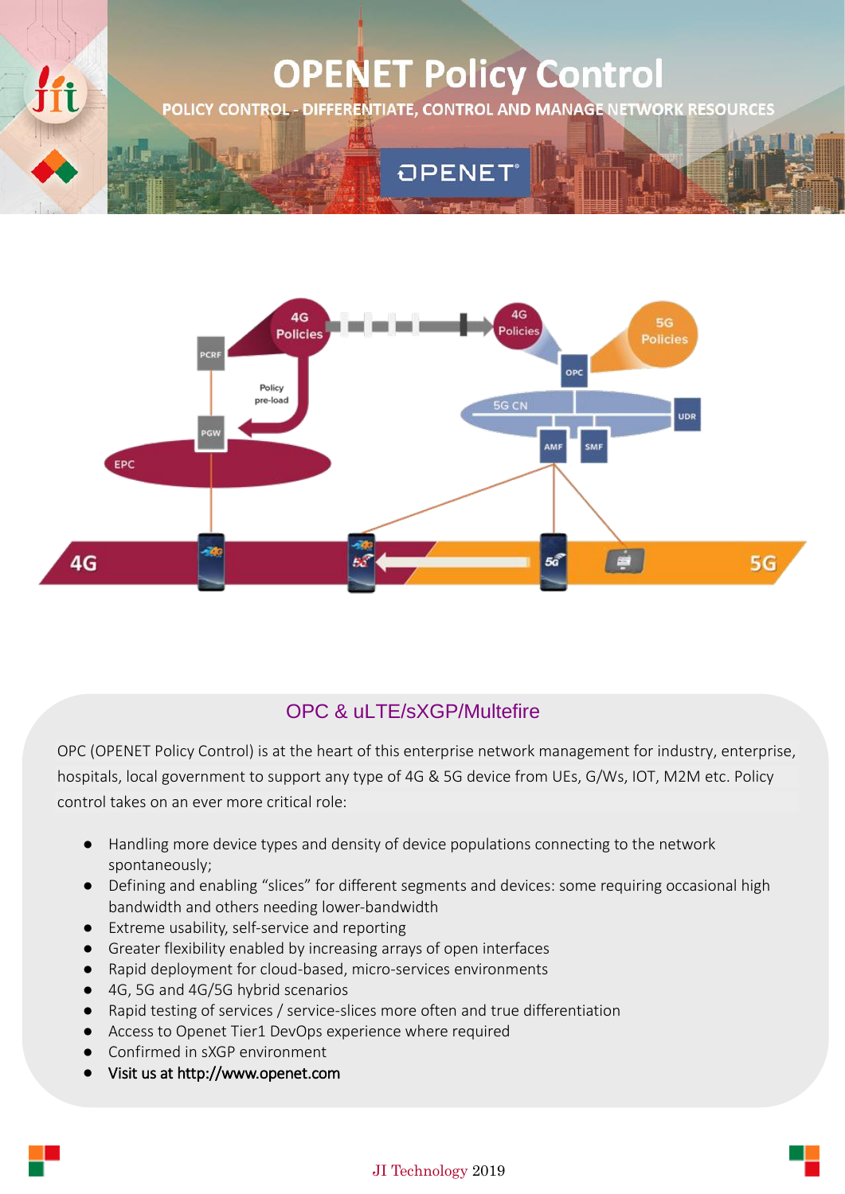# OPENET Policy Control

POLICY CONTROL - DIFFERENTIATE, CONTROL AND MANAGE NETWORK RESOURCES

OPENET

4G Policies

PCRF

Policy pre-load

PGW

EPC

4G Policies

5G Policies

OPC

5G CN

UDR

AMF

SMF

4G

5G

## OPC & uLTE/sXGP/Multefire

OPC (OPENET Policy Control) is at the heart of this enterprise network management for industry, enterprise, hospitals, local government to support any type of 4G & 5G device from UEs, G/Ws, IOT, M2M etc. Policy control takes on an ever more critical role:

- Handling more device types and density of device populations connecting to the network spontaneously;
- Defining and enabling "slices" for different segments and devices: some requiring occasional high bandwidth and others needing lower-bandwidth
- Extreme usability, self-service and reporting
- Greater flexibility enabled by increasing arrays of open interfaces
- Rapid deployment for cloud-based, micro-services environments
- 4G, 5G and 4G/5G hybrid scenarios
- Rapid testing of services / service-slices more often and true differentiation
- Access to Openet Tier1 DevOps experience where required
- Confirmed in sXGP environment
- Visit us at http://www.openet.com

JI Technology 2019